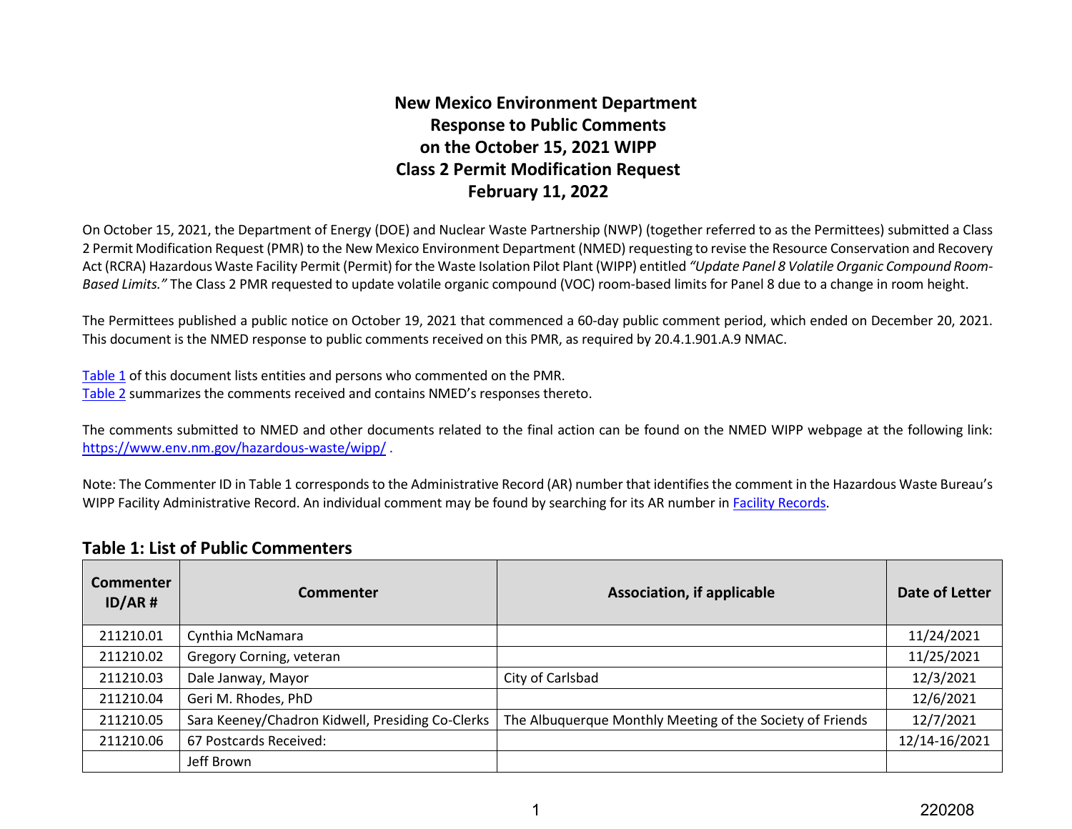# New Mexico Environment Department
## Response to Public Comments on the October 15, 2021 WIPP Class 2 Permit Modification Request
## February 11, 2022

On October 15, 2021, the Department of Energy (DOE) and Nuclear Waste Partnership (NWP) (together referred to as the Permittees) submitted a Class 2 Permit Modification Request (PMR) to the New Mexico Environment Department (NMED) requesting to revise the Resource Conservation and Recovery Act (RCRA) Hazardous Waste Facility Permit (Permit) for the Waste Isolation Pilot Plant (WIPP) entitled *"Update Panel 8 Volatile Organic Compound Room-Based Limits."* The Class 2 PMR requested to update volatile organic compound (VOC) room-based limits for Panel 8 due to a change in room height.

The Permittees published a public notice on October 19, 2021 that commenced a 60-day public comment period, which ended on December 20, 2021. This document is the NMED response to public comments received on this PMR, as required by 20.4.1.901.A.9 NMAC.

Table 1 of this document lists entities and persons who commented on the PMR.
Table 2 summarizes the comments received and contains NMED's responses thereto.

The comments submitted to NMED and other documents related to the final action can be found on the NMED WIPP webpage at the following link: https://www.env.nm.gov/hazardous-waste/wipp/ .

Note: The Commenter ID in Table 1 corresponds to the Administrative Record (AR) number that identifies the comment in the Hazardous Waste Bureau's WIPP Facility Administrative Record. An individual comment may be found by searching for its AR number in Facility Records.

## Table 1: List of Public Commenters

| Commenter ID/AR # | Commenter | Association, if applicable | Date of Letter |
|---|---|---|---|
| 211210.01 | Cynthia McNamara | | 11/24/2021 |
| 211210.02 | Gregory Corning, veteran | | 11/25/2021 |
| 211210.03 | Dale Janway, Mayor | City of Carlsbad | 12/3/2021 |
| 211210.04 | Geri M. Rhodes, PhD | | 12/6/2021 |
| 211210.05 | Sara Keeney/Chadron Kidwell, Presiding Co-Clerks | The Albuquerque Monthly Meeting of the Society of Friends | 12/7/2021 |
| 211210.06 | 67 Postcards Received: | | 12/14-16/2021 |
| | Jeff Brown | | |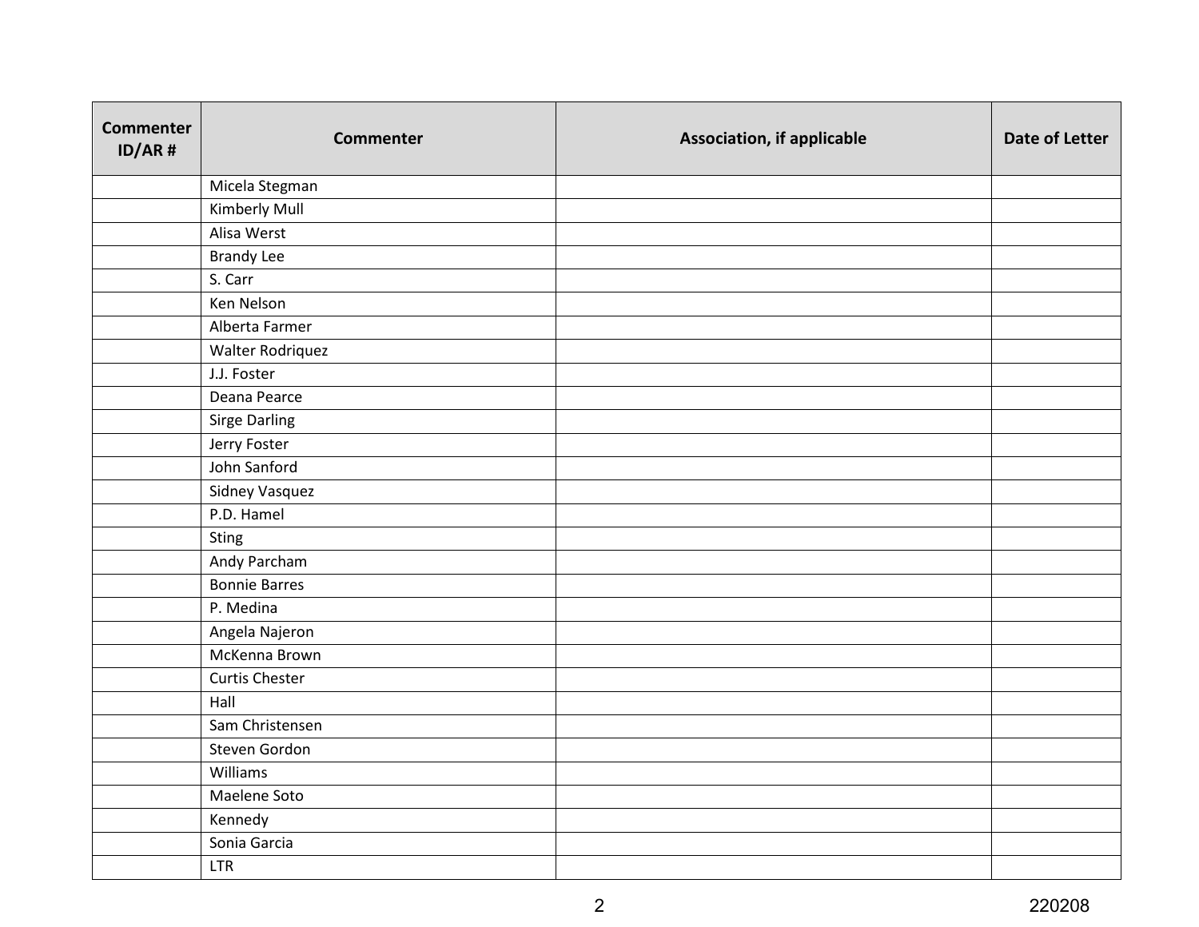| Commenter ID/AR # | Commenter | Association, if applicable | Date of Letter |
|---|---|---|---|
| | Micela Stegman | | |
| | Kimberly Mull | | |
| | Alisa Werst | | |
| | Brandy Lee | | |
| | S. Carr | | |
| | Ken Nelson | | |
| | Alberta Farmer | | |
| | Walter Rodriquez | | |
| | J.J. Foster | | |
| | Deana Pearce | | |
| | Sirge Darling | | |
| | Jerry Foster | | |
| | John Sanford | | |
| | Sidney Vasquez | | |
| | P.D. Hamel | | |
| | Sting | | |
| | Andy Parcham | | |
| | Bonnie Barres | | |
| | P. Medina | | |
| | Angela Najeron | | |
| | McKenna Brown | | |
| | Curtis Chester | | |
| | Hall | | |
| | Sam Christensen | | |
| | Steven Gordon | | |
| | Williams | | |
| | Maelene Soto | | |
| | Kennedy | | |
| | Sonia Garcia | | |
| | LTR | | |

220208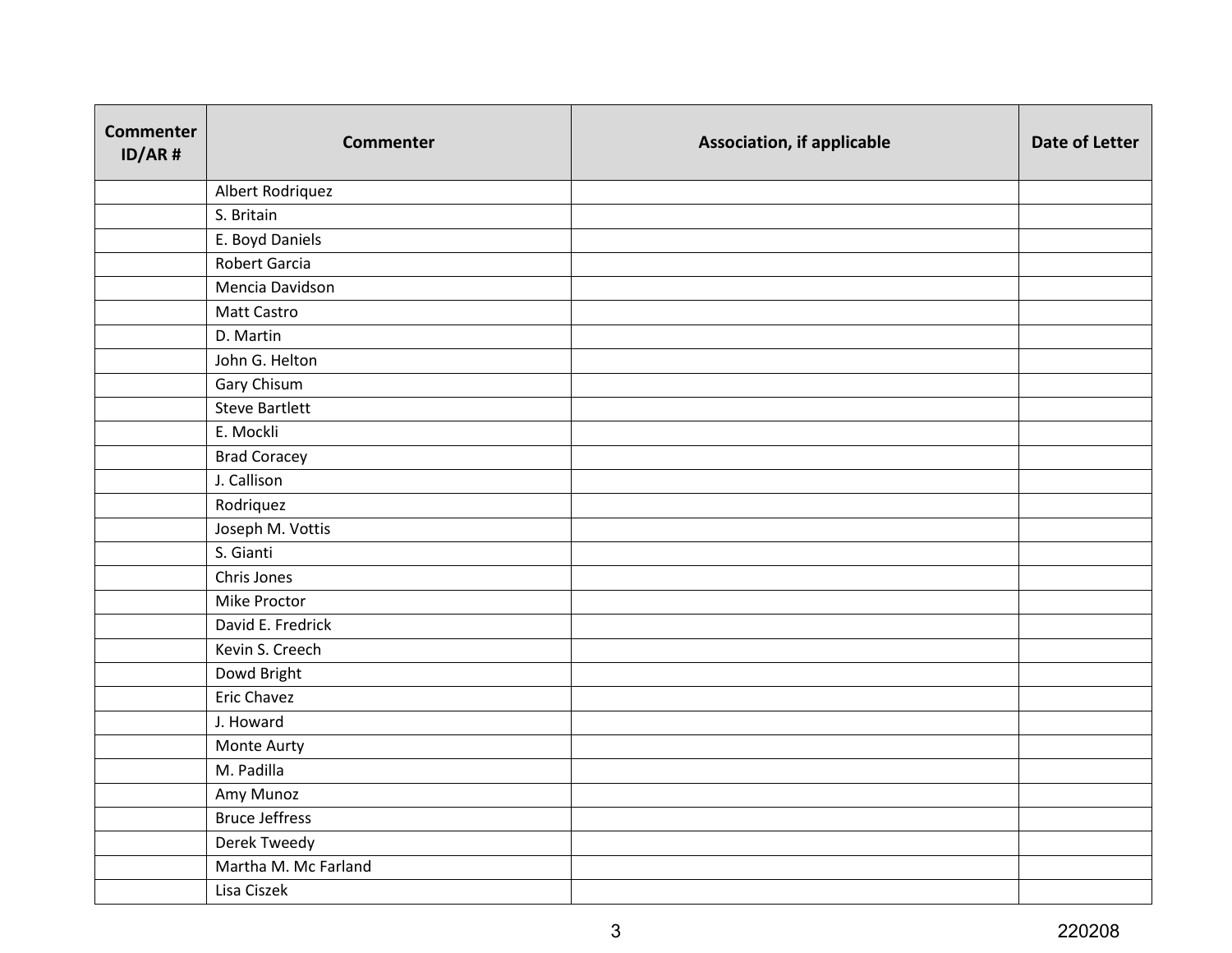| Commenter ID/AR # | Commenter | Association, if applicable | Date of Letter |
|---|---|---|---|
| | Albert Rodriquez | | |
| | S. Britain | | |
| | E. Boyd Daniels | | |
| | Robert Garcia | | |
| | Mencia Davidson | | |
| | Matt Castro | | |
| | D. Martin | | |
| | John G. Helton | | |
| | Gary Chisum | | |
| | Steve Bartlett | | |
| | E. Mockli | | |
| | Brad Coracey | | |
| | J. Callison | | |
| | Rodriquez | | |
| | Joseph M. Vottis | | |
| | S. Gianti | | |
| | Chris Jones | | |
| | Mike Proctor | | |
| | David E. Fredrick | | |
| | Kevin S. Creech | | |
| | Dowd Bright | | |
| | Eric Chavez | | |
| | J. Howard | | |
| | Monte Aurty | | |
| | M. Padilla | | |
| | Amy Munoz | | |
| | Bruce Jeffress | | |
| | Derek Tweedy | | |
| | Martha M. Mc Farland | | |
| | Lisa Ciszek | | |

220208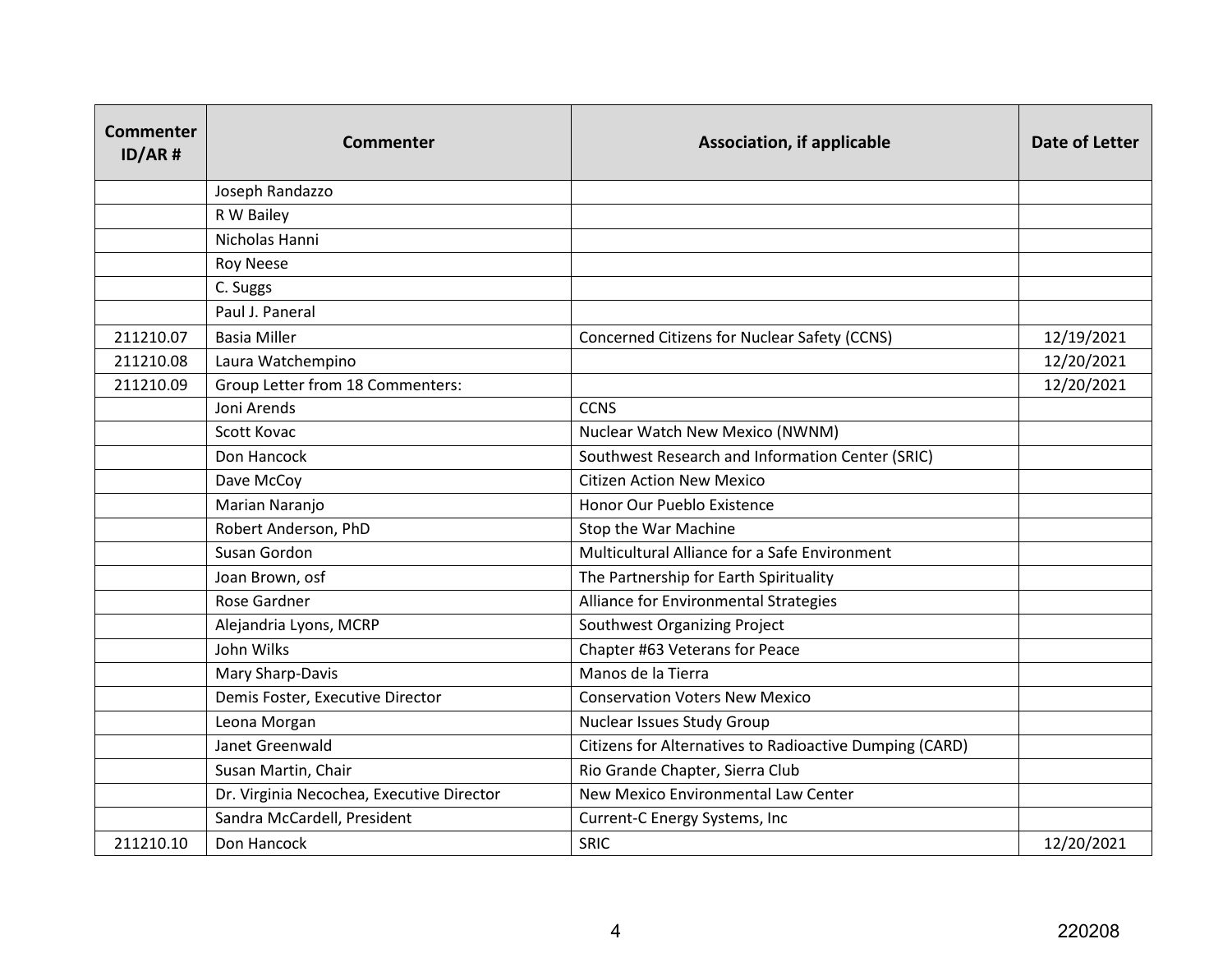| Commenter ID/AR # | Commenter | Association, if applicable | Date of Letter |
|---|---|---|---|
| | Joseph Randazzo | | |
| | R W Bailey | | |
| | Nicholas Hanni | | |
| | Roy Neese | | |
| | C. Suggs | | |
| | Paul J. Paneral | | |
| 211210.07 | Basia Miller | Concerned Citizens for Nuclear Safety (CCNS) | 12/19/2021 |
| 211210.08 | Laura Watchempino | | 12/20/2021 |
| 211210.09 | Group Letter from 18 Commenters: | | 12/20/2021 |
| | Joni Arends | CCNS | |
| | Scott Kovac | Nuclear Watch New Mexico (NWNM) | |
| | Don Hancock | Southwest Research and Information Center (SRIC) | |
| | Dave McCoy | Citizen Action New Mexico | |
| | Marian Naranjo | Honor Our Pueblo Existence | |
| | Robert Anderson, PhD | Stop the War Machine | |
| | Susan Gordon | Multicultural Alliance for a Safe Environment | |
| | Joan Brown, osf | The Partnership for Earth Spirituality | |
| | Rose Gardner | Alliance for Environmental Strategies | |
| | Alejandria Lyons, MCRP | Southwest Organizing Project | |
| | John Wilks | Chapter #63 Veterans for Peace | |
| | Mary Sharp-Davis | Manos de la Tierra | |
| | Demis Foster, Executive Director | Conservation Voters New Mexico | |
| | Leona Morgan | Nuclear Issues Study Group | |
| | Janet Greenwald | Citizens for Alternatives to Radioactive Dumping (CARD) | |
| | Susan Martin, Chair | Rio Grande Chapter, Sierra Club | |
| | Dr. Virginia Necochea, Executive Director | New Mexico Environmental Law Center | |
| | Sandra McCardell, President | Current-C Energy Systems, Inc | |
| 211210.10 | Don Hancock | SRIC | 12/20/2021 |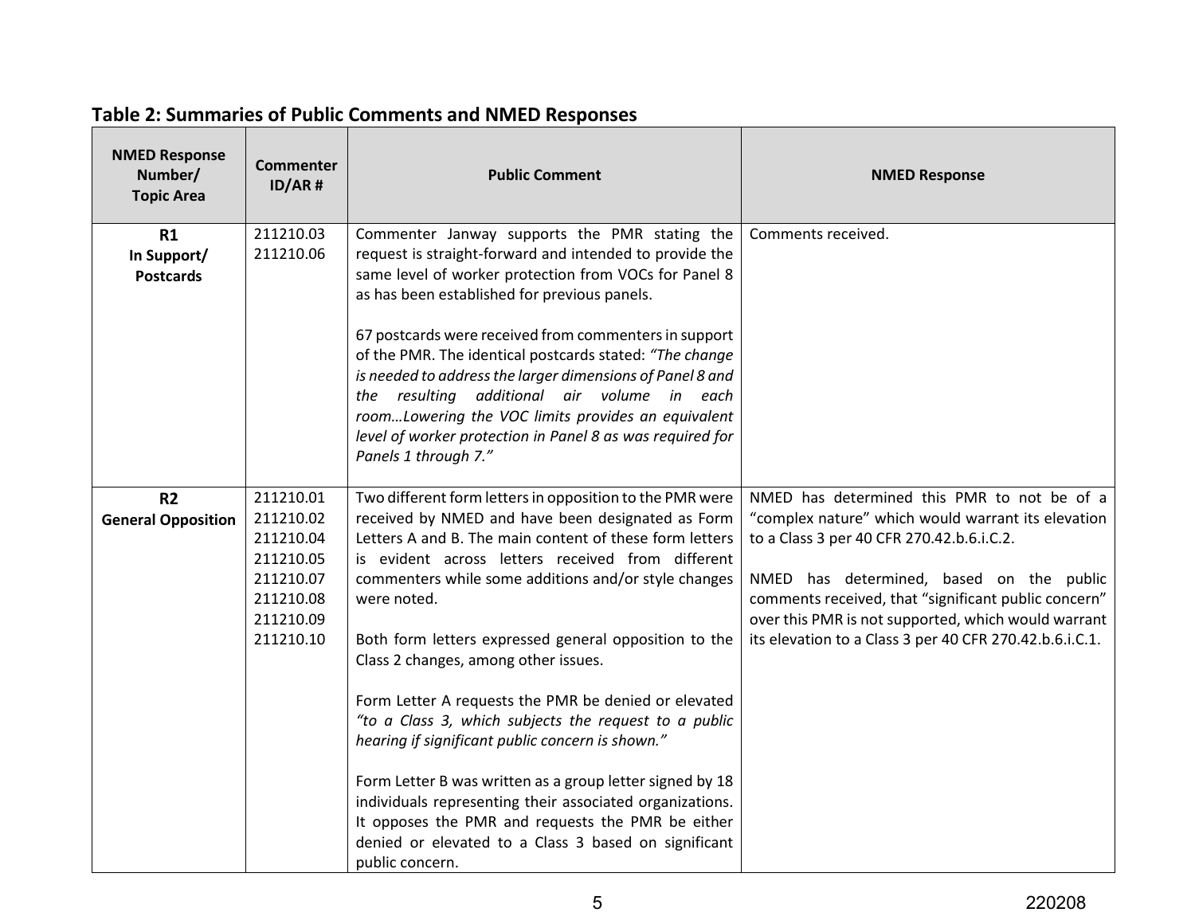**Table 2: Summaries of Public Comments and NMED Responses**

| NMED Response Number/ Topic Area | Commenter ID/AR # | Public Comment | NMED Response |
|---|---|---|---|
| **R1** **In Support/ Postcards** | 211210.03<br>211210.06 | Commenter Janway supports the PMR stating the request is straight-forward and intended to provide the same level of worker protection from VOCs for Panel 8 as has been established for previous panels.<br><br>67 postcards were received from commenters in support of the PMR. The identical postcards stated: *"The change is needed to address the larger dimensions of Panel 8 and the resulting additional air volume in each room…Lowering the VOC limits provides an equivalent level of worker protection in Panel 8 as was required for Panels 1 through 7."* | Comments received. |
| **R2** **General Opposition** | 211210.01<br>211210.02<br>211210.04<br>211210.05<br>211210.07<br>211210.08<br>211210.09<br>211210.10 | Two different form letters in opposition to the PMR were received by NMED and have been designated as Form Letters A and B. The main content of these form letters is evident across letters received from different commenters while some additions and/or style changes were noted.<br><br>Both form letters expressed general opposition to the Class 2 changes, among other issues.<br><br>Form Letter A requests the PMR be denied or elevated *"to a Class 3, which subjects the request to a public hearing if significant public concern is shown."*<br><br>Form Letter B was written as a group letter signed by 18 individuals representing their associated organizations. It opposes the PMR and requests the PMR be either denied or elevated to a Class 3 based on significant public concern. | NMED has determined this PMR to not be of a "complex nature" which would warrant its elevation to a Class 3 per 40 CFR 270.42.b.6.i.C.2.<br><br>NMED has determined, based on the public comments received, that "significant public concern" over this PMR is not supported, which would warrant its elevation to a Class 3 per 40 CFR 270.42.b.6.i.C.1. |

220208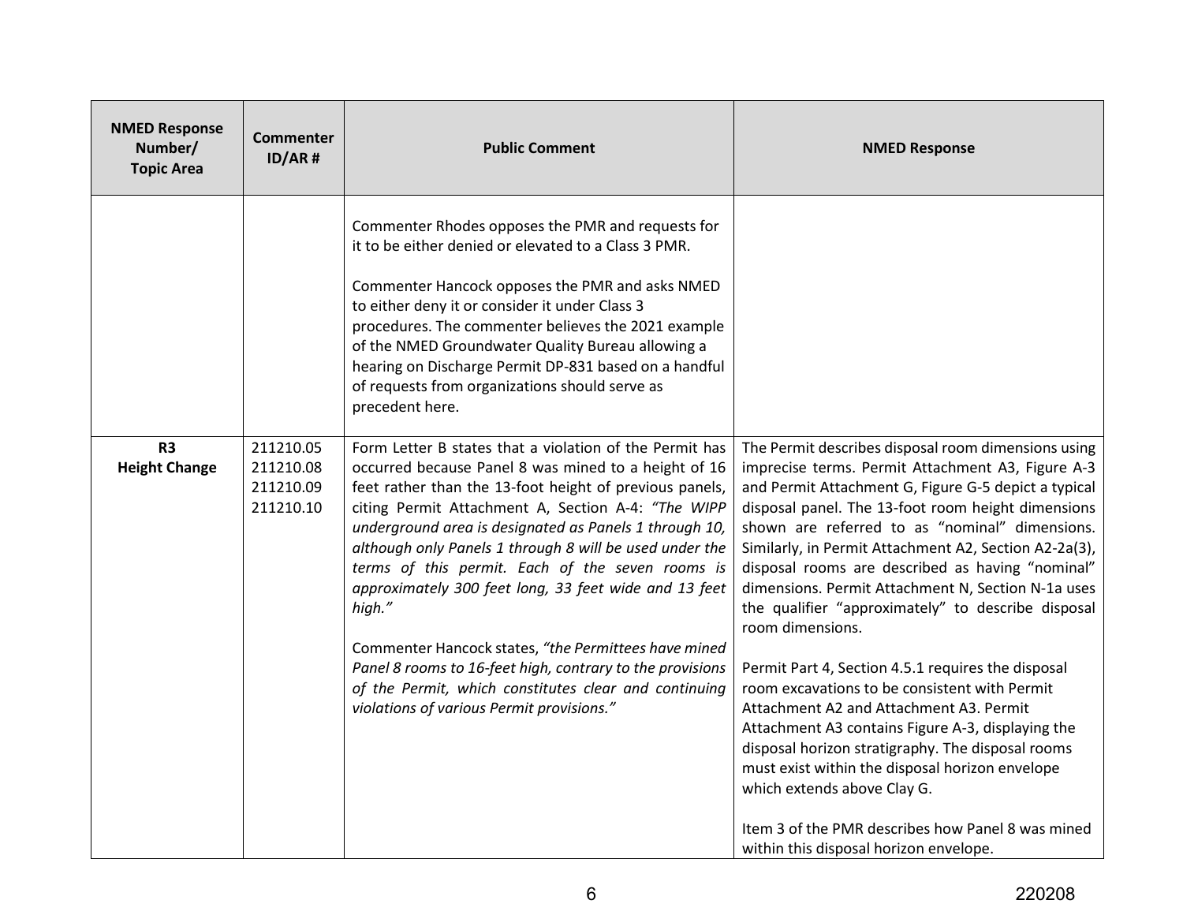| NMED Response Number/ Topic Area | Commenter ID/AR # | Public Comment | NMED Response |
|---|---|---|---|
| | | Commenter Rhodes opposes the PMR and requests for it to be either denied or elevated to a Class 3 PMR.<br><br>Commenter Hancock opposes the PMR and asks NMED to either deny it or consider it under Class 3 procedures. The commenter believes the 2021 example of the NMED Groundwater Quality Bureau allowing a hearing on Discharge Permit DP-831 based on a handful of requests from organizations should serve as precedent here. | |
| **R3 Height Change** | 211210.05 211210.08 211210.09 211210.10 | Form Letter B states that a violation of the Permit has occurred because Panel 8 was mined to a height of 16 feet rather than the 13-foot height of previous panels, citing Permit Attachment A, Section A-4: *"The WIPP underground area is designated as Panels 1 through 10, although only Panels 1 through 8 will be used under the terms of this permit. Each of the seven rooms is approximately 300 feet long, 33 feet wide and 13 feet high."*<br><br>Commenter Hancock states, *"the Permittees have mined Panel 8 rooms to 16-feet high, contrary to the provisions of the Permit, which constitutes clear and continuing violations of various Permit provisions."* | The Permit describes disposal room dimensions using imprecise terms. Permit Attachment A3, Figure A-3 and Permit Attachment G, Figure G-5 depict a typical disposal panel. The 13-foot room height dimensions shown are referred to as "nominal" dimensions. Similarly, in Permit Attachment A2, Section A2-2a(3), disposal rooms are described as having "nominal" dimensions. Permit Attachment N, Section N-1a uses the qualifier "approximately" to describe disposal room dimensions.<br><br>Permit Part 4, Section 4.5.1 requires the disposal room excavations to be consistent with Permit Attachment A2 and Attachment A3. Permit Attachment A3 contains Figure A-3, displaying the disposal horizon stratigraphy. The disposal rooms must exist within the disposal horizon envelope which extends above Clay G.<br><br>Item 3 of the PMR describes how Panel 8 was mined within this disposal horizon envelope. |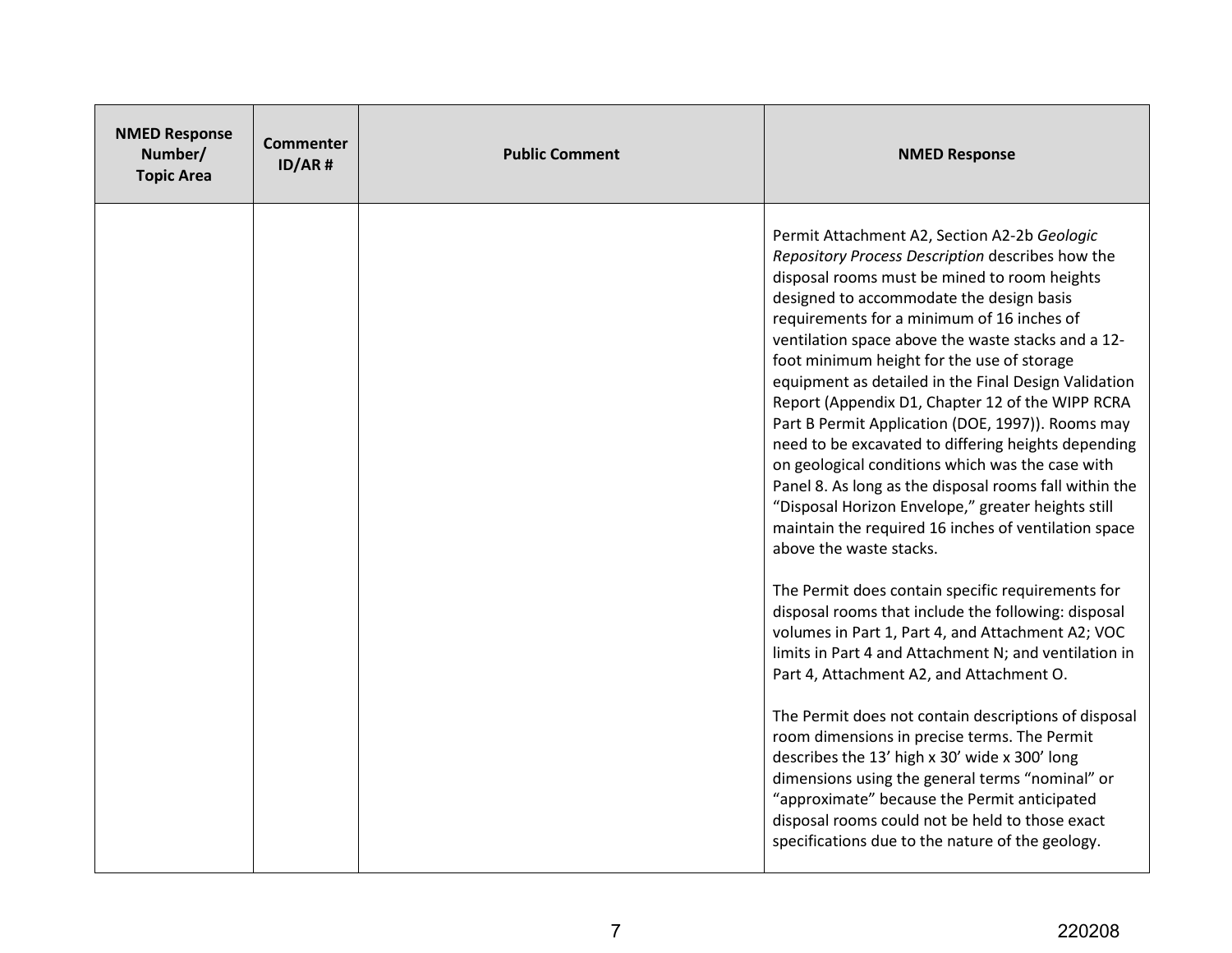| NMED Response Number/ Topic Area | Commenter ID/AR # | Public Comment | NMED Response |
|---|---|---|---|
| | | | Permit Attachment A2, Section A2-2b *Geologic Repository Process Description* describes how the disposal rooms must be mined to room heights designed to accommodate the design basis requirements for a minimum of 16 inches of ventilation space above the waste stacks and a 12-foot minimum height for the use of storage equipment as detailed in the Final Design Validation Report (Appendix D1, Chapter 12 of the WIPP RCRA Part B Permit Application (DOE, 1997)). Rooms may need to be excavated to differing heights depending on geological conditions which was the case with Panel 8. As long as the disposal rooms fall within the "Disposal Horizon Envelope," greater heights still maintain the required 16 inches of ventilation space above the waste stacks.<br><br>The Permit does contain specific requirements for disposal rooms that include the following: disposal volumes in Part 1, Part 4, and Attachment A2; VOC limits in Part 4 and Attachment N; and ventilation in Part 4, Attachment A2, and Attachment O.<br><br>The Permit does not contain descriptions of disposal room dimensions in precise terms. The Permit describes the 13' high x 30' wide x 300' long dimensions using the general terms "nominal" or "approximate" because the Permit anticipated disposal rooms could not be held to those exact specifications due to the nature of the geology. |

220208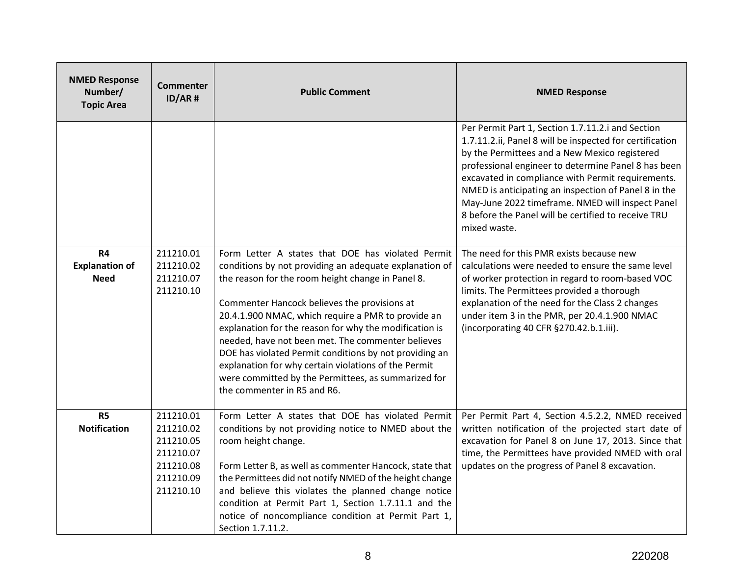| NMED Response Number/ Topic Area | Commenter ID/AR # | Public Comment | NMED Response |
|---|---|---|---|
| | | | Per Permit Part 1, Section 1.7.11.2.i and Section 1.7.11.2.ii, Panel 8 will be inspected for certification by the Permittees and a New Mexico registered professional engineer to determine Panel 8 has been excavated in compliance with Permit requirements. NMED is anticipating an inspection of Panel 8 in the May-June 2022 timeframe. NMED will inspect Panel 8 before the Panel will be certified to receive TRU mixed waste. |
| **R4** **Explanation of Need** | 211210.01 211210.02 211210.07 211210.10 | Form Letter A states that DOE has violated Permit conditions by not providing an adequate explanation of the reason for the room height change in Panel 8. <br><br> Commenter Hancock believes the provisions at 20.4.1.900 NMAC, which require a PMR to provide an explanation for the reason for why the modification is needed, have not been met. The commenter believes DOE has violated Permit conditions by not providing an explanation for why certain violations of the Permit were committed by the Permittees, as summarized for the commenter in R5 and R6. | The need for this PMR exists because new calculations were needed to ensure the same level of worker protection in regard to room-based VOC limits. The Permittees provided a thorough explanation of the need for the Class 2 changes under item 3 in the PMR, per 20.4.1.900 NMAC (incorporating 40 CFR §270.42.b.1.iii). |
| **R5** **Notification** | 211210.01 211210.02 211210.05 211210.07 211210.08 211210.09 211210.10 | Form Letter A states that DOE has violated Permit conditions by not providing notice to NMED about the room height change. <br><br> Form Letter B, as well as commenter Hancock, state that the Permittees did not notify NMED of the height change and believe this violates the planned change notice condition at Permit Part 1, Section 1.7.11.1 and the notice of noncompliance condition at Permit Part 1, Section 1.7.11.2. | Per Permit Part 4, Section 4.5.2.2, NMED received written notification of the projected start date of excavation for Panel 8 on June 17, 2013. Since that time, the Permittees have provided NMED with oral updates on the progress of Panel 8 excavation. |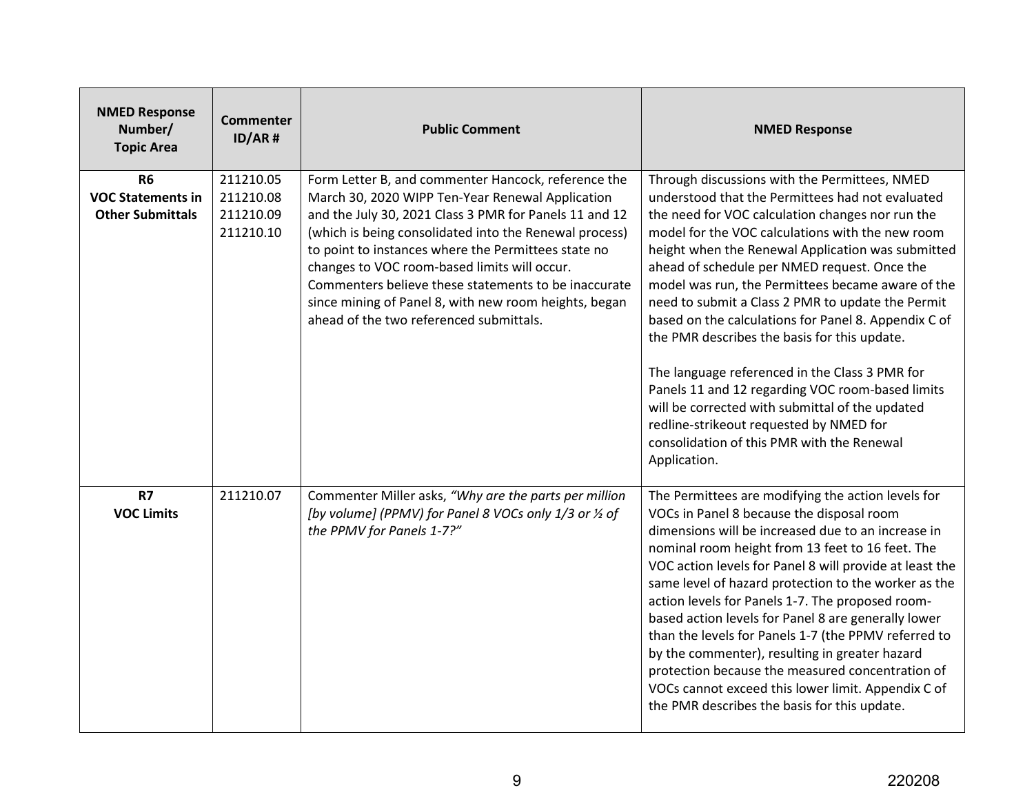| NMED Response Number/ Topic Area | Commenter ID/AR # | Public Comment | NMED Response |
|---|---|---|---|
| **R6** **VOC Statements in Other Submittals** | 211210.05 211210.08 211210.09 211210.10 | Form Letter B, and commenter Hancock, reference the March 30, 2020 WIPP Ten-Year Renewal Application and the July 30, 2021 Class 3 PMR for Panels 11 and 12 (which is being consolidated into the Renewal process) to point to instances where the Permittees state no changes to VOC room-based limits will occur. Commenters believe these statements to be inaccurate since mining of Panel 8, with new room heights, began ahead of the two referenced submittals. | Through discussions with the Permittees, NMED understood that the Permittees had not evaluated the need for VOC calculation changes nor run the model for the VOC calculations with the new room height when the Renewal Application was submitted ahead of schedule per NMED request. Once the model was run, the Permittees became aware of the need to submit a Class 2 PMR to update the Permit based on the calculations for Panel 8. Appendix C of the PMR describes the basis for this update.<br><br>The language referenced in the Class 3 PMR for Panels 11 and 12 regarding VOC room-based limits will be corrected with submittal of the updated redline-strikeout requested by NMED for consolidation of this PMR with the Renewal Application. |
| **R7** **VOC Limits** | 211210.07 | Commenter Miller asks, *"Why are the parts per million [by volume] (PPMV) for Panel 8 VOCs only 1/3 or ½ of the PPMV for Panels 1-7?"* | The Permittees are modifying the action levels for VOCs in Panel 8 because the disposal room dimensions will be increased due to an increase in nominal room height from 13 feet to 16 feet. The VOC action levels for Panel 8 will provide at least the same level of hazard protection to the worker as the action levels for Panels 1-7. The proposed room-based action levels for Panel 8 are generally lower than the levels for Panels 1-7 (the PPMV referred to by the commenter), resulting in greater hazard protection because the measured concentration of VOCs cannot exceed this lower limit. Appendix C of the PMR describes the basis for this update. |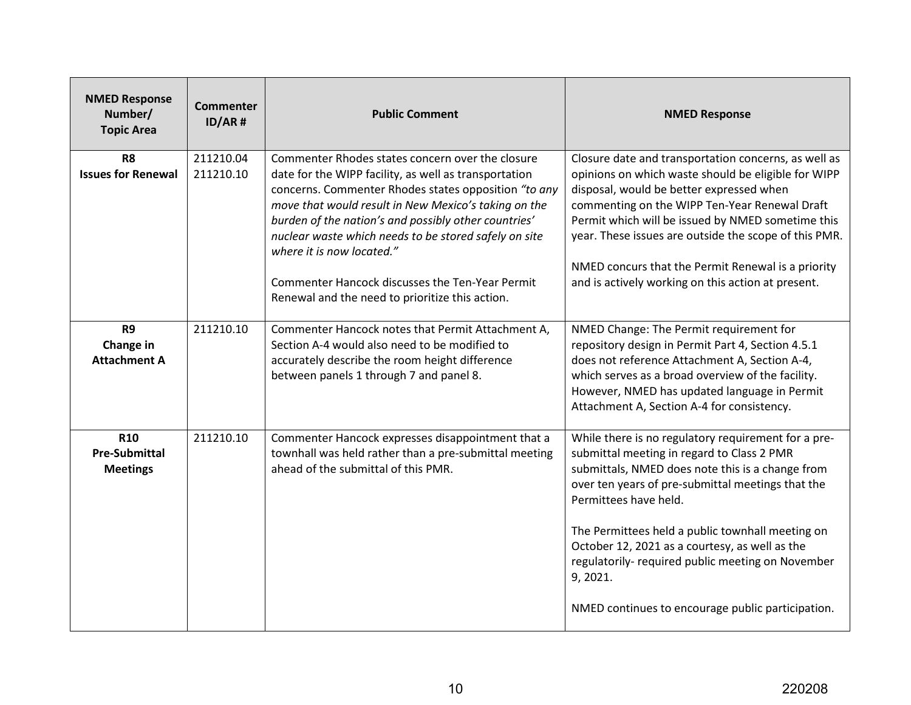| NMED Response Number/ Topic Area | Commenter ID/AR # | Public Comment | NMED Response |
|---|---|---|---|
| **R8** **Issues for Renewal** | 211210.04 211210.10 | Commenter Rhodes states concern over the closure date for the WIPP facility, as well as transportation concerns. Commenter Rhodes states opposition *"to any move that would result in New Mexico's taking on the burden of the nation's and possibly other countries' nuclear waste which needs to be stored safely on site where it is now located."*<br><br>Commenter Hancock discusses the Ten-Year Permit Renewal and the need to prioritize this action. | Closure date and transportation concerns, as well as opinions on which waste should be eligible for WIPP disposal, would be better expressed when commenting on the WIPP Ten-Year Renewal Draft Permit which will be issued by NMED sometime this year. These issues are outside the scope of this PMR.<br><br>NMED concurs that the Permit Renewal is a priority and is actively working on this action at present. |
| **R9** **Change in Attachment A** | 211210.10 | Commenter Hancock notes that Permit Attachment A, Section A-4 would also need to be modified to accurately describe the room height difference between panels 1 through 7 and panel 8. | NMED Change: The Permit requirement for repository design in Permit Part 4, Section 4.5.1 does not reference Attachment A, Section A-4, which serves as a broad overview of the facility. However, NMED has updated language in Permit Attachment A, Section A-4 for consistency. |
| **R10** **Pre-Submittal Meetings** | 211210.10 | Commenter Hancock expresses disappointment that a townhall was held rather than a pre-submittal meeting ahead of the submittal of this PMR. | While there is no regulatory requirement for a pre-submittal meeting in regard to Class 2 PMR submittals, NMED does note this is a change from over ten years of pre-submittal meetings that the Permittees have held.<br><br>The Permittees held a public townhall meeting on October 12, 2021 as a courtesy, as well as the regulatorily- required public meeting on November 9, 2021.<br><br>NMED continues to encourage public participation. |